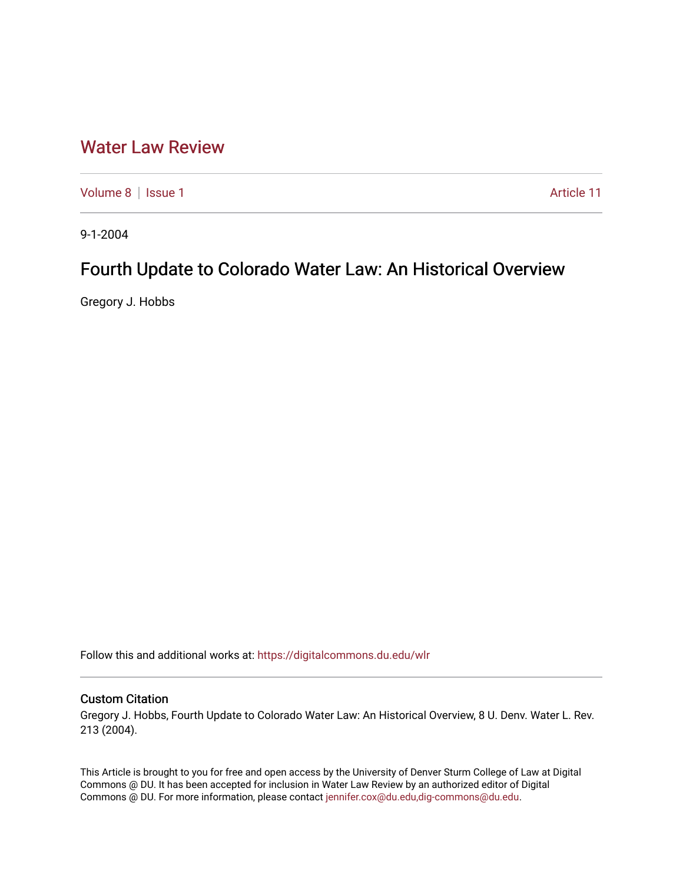# Water Law Review

Volume 8 | Issue 1 — Article 11

9-1-2004

## Fourth Update to Colorado Water Law: An Historical Overview

Gregory J. Hobbs

Follow this and additional works at: https://digitalcommons.du.edu/wlr

### Custom Citation

Gregory J. Hobbs, Fourth Update to Colorado Water Law: An Historical Overview, 8 U. Denv. Water L. Rev. 213 (2004).

This Article is brought to you for free and open access by the University of Denver Sturm College of Law at Digital Commons @ DU. It has been accepted for inclusion in Water Law Review by an authorized editor of Digital Commons @ DU. For more information, please contact jennifer.cox@du.edu,dig-commons@du.edu.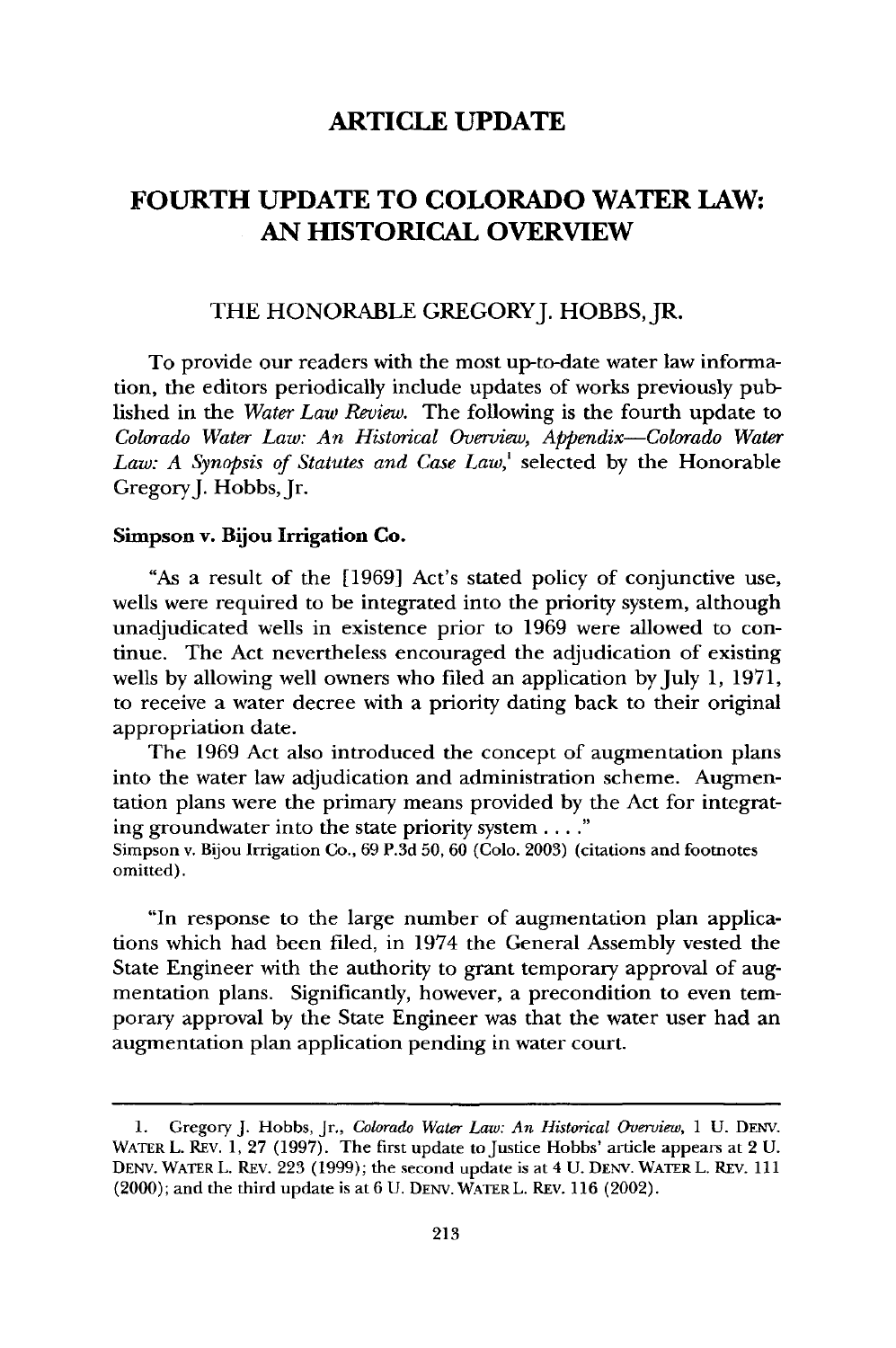# ARTICLE UPDATE

# FOURTH UPDATE TO COLORADO WATER LAW: AN HISTORICAL OVERVIEW

THE HONORABLE GREGORY J. HOBBS, JR.

To provide our readers with the most up-to-date water law information, the editors periodically include updates of works previously published in the *Water Law Review.* The following is the fourth update to *Colorado Water Law: An Historical Overview, Appendix—Colorado Water Law: A Synopsis of Statutes and Case Law,*[1] selected by the Honorable Gregory J. Hobbs, Jr.

**Simpson v. Bijou Irrigation Co.**

"As a result of the [1969] Act's stated policy of conjunctive use, wells were required to be integrated into the priority system, although unadjudicated wells in existence prior to 1969 were allowed to continue. The Act nevertheless encouraged the adjudication of existing wells by allowing well owners who filed an application by July 1, 1971, to receive a water decree with a priority dating back to their original appropriation date.

The 1969 Act also introduced the concept of augmentation plans into the water law adjudication and administration scheme. Augmentation plans were the primary means provided by the Act for integrating groundwater into the state priority system . . . ."
Simpson v. Bijou Irrigation Co., 69 P.3d 50, 60 (Colo. 2003) (citations and footnotes omitted).

"In response to the large number of augmentation plan applications which had been filed, in 1974 the General Assembly vested the State Engineer with the authority to grant temporary approval of augmentation plans. Significantly, however, a precondition to even temporary approval by the State Engineer was that the water user had an augmentation plan application pending in water court.

---

1. Gregory J. Hobbs, Jr., *Colorado Water Law: An Historical Overview*, 1 U. DENV. WATER L. REV. 1, 27 (1997). The first update to Justice Hobbs' article appears at 2 U. DENV. WATER L. REV. 223 (1999); the second update is at 4 U. DENV. WATER L. REV. 111 (2000); and the third update is at 6 U. DENV. WATER L. REV. 116 (2002).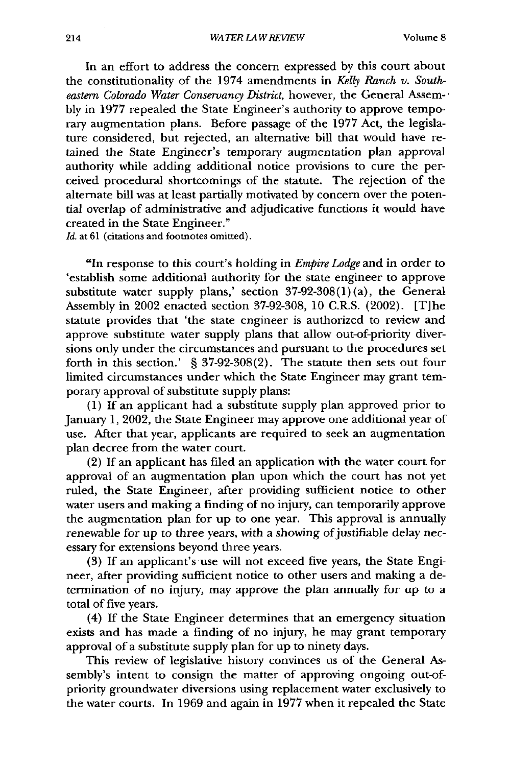In an effort to address the concern expressed by this court about the constitutionality of the 1974 amendments in *Kelly Ranch v. Southeastern Colorado Water Conservancy District*, however, the General Assembly in 1977 repealed the State Engineer's authority to approve temporary augmentation plans. Before passage of the 1977 Act, the legislature considered, but rejected, an alternative bill that would have retained the State Engineer's temporary augmentation plan approval authority while adding additional notice provisions to cure the perceived procedural shortcomings of the statute. The rejection of the alternate bill was at least partially motivated by concern over the potential overlap of administrative and adjudicative functions it would have created in the State Engineer."

*Id.* at 61 (citations and footnotes omitted).

"In response to this court's holding in *Empire Lodge* and in order to 'establish some additional authority for the state engineer to approve substitute water supply plans,' section 37-92-308(1)(a), the General Assembly in 2002 enacted section 37-92-308, 10 C.R.S. (2002). [T]he statute provides that 'the state engineer is authorized to review and approve substitute water supply plans that allow out-of-priority diversions only under the circumstances and pursuant to the procedures set forth in this section.' § 37-92-308(2). The statute then sets out four limited circumstances under which the State Engineer may grant temporary approval of substitute supply plans:

(1) If an applicant had a substitute supply plan approved prior to January 1, 2002, the State Engineer may approve one additional year of use. After that year, applicants are required to seek an augmentation plan decree from the water court.

(2) If an applicant has filed an application with the water court for approval of an augmentation plan upon which the court has not yet ruled, the State Engineer, after providing sufficient notice to other water users and making a finding of no injury, can temporarily approve the augmentation plan for up to one year. This approval is annually renewable for up to three years, with a showing of justifiable delay necessary for extensions beyond three years.

(3) If an applicant's use will not exceed five years, the State Engineer, after providing sufficient notice to other users and making a determination of no injury, may approve the plan annually for up to a total of five years.

(4) If the State Engineer determines that an emergency situation exists and has made a finding of no injury, he may grant temporary approval of a substitute supply plan for up to ninety days.

This review of legislative history convinces us of the General Assembly's intent to consign the matter of approving ongoing out-of-priority groundwater diversions using replacement water exclusively to the water courts. In 1969 and again in 1977 when it repealed the State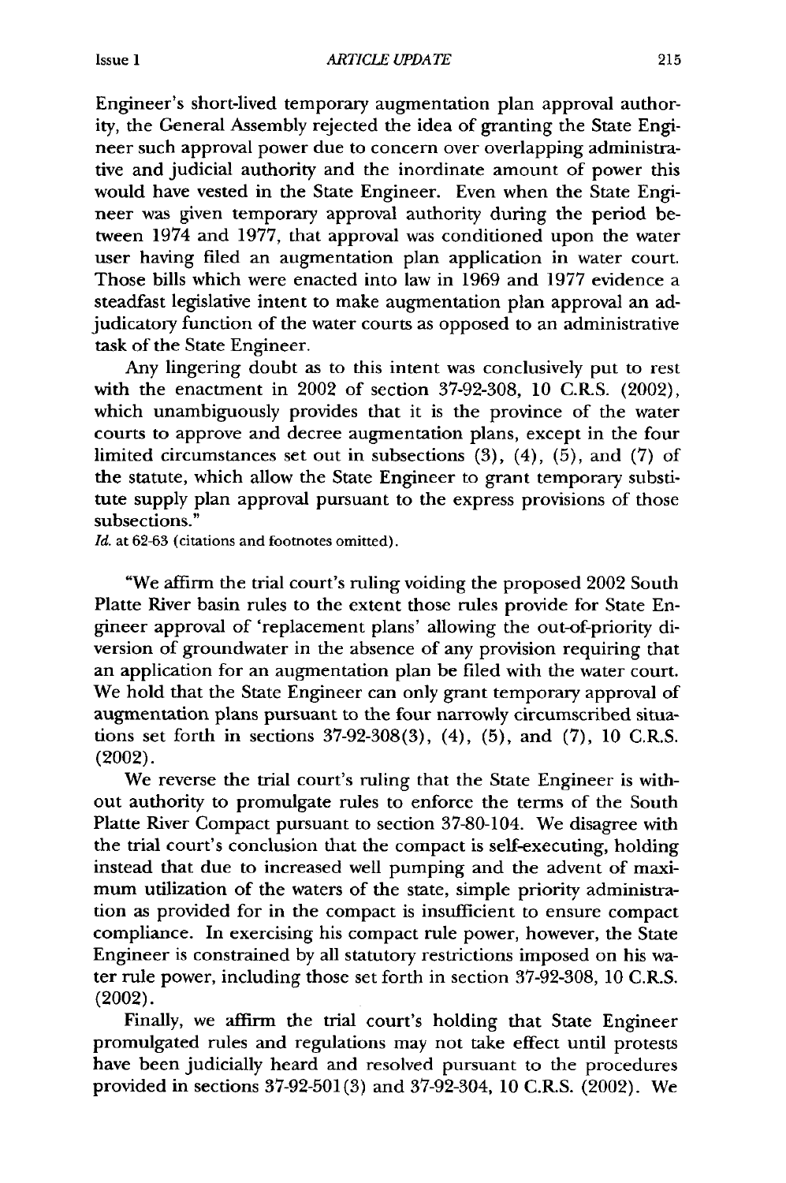Engineer's short-lived temporary augmentation plan approval authority, the General Assembly rejected the idea of granting the State Engineer such approval power due to concern over overlapping administrative and judicial authority and the inordinate amount of power this would have vested in the State Engineer. Even when the State Engineer was given temporary approval authority during the period between 1974 and 1977, that approval was conditioned upon the water user having filed an augmentation plan application in water court. Those bills which were enacted into law in 1969 and 1977 evidence a steadfast legislative intent to make augmentation plan approval an adjudicatory function of the water courts as opposed to an administrative task of the State Engineer.

Any lingering doubt as to this intent was conclusively put to rest with the enactment in 2002 of section 37-92-308, 10 C.R.S. (2002), which unambiguously provides that it is the province of the water courts to approve and decree augmentation plans, except in the four limited circumstances set out in subsections (3), (4), (5), and (7) of the statute, which allow the State Engineer to grant temporary substitute supply plan approval pursuant to the express provisions of those subsections."

*Id.* at 62-63 (citations and footnotes omitted).

"We affirm the trial court's ruling voiding the proposed 2002 South Platte River basin rules to the extent those rules provide for State Engineer approval of 'replacement plans' allowing the out-of-priority diversion of groundwater in the absence of any provision requiring that an application for an augmentation plan be filed with the water court. We hold that the State Engineer can only grant temporary approval of augmentation plans pursuant to the four narrowly circumscribed situations set forth in sections 37-92-308(3), (4), (5), and (7), 10 C.R.S. (2002).

We reverse the trial court's ruling that the State Engineer is without authority to promulgate rules to enforce the terms of the South Platte River Compact pursuant to section 37-80-104. We disagree with the trial court's conclusion that the compact is self-executing, holding instead that due to increased well pumping and the advent of maximum utilization of the waters of the state, simple priority administration as provided for in the compact is insufficient to ensure compact compliance. In exercising his compact rule power, however, the State Engineer is constrained by all statutory restrictions imposed on his water rule power, including those set forth in section 37-92-308, 10 C.R.S. (2002).

Finally, we affirm the trial court's holding that State Engineer promulgated rules and regulations may not take effect until protests have been judicially heard and resolved pursuant to the procedures provided in sections 37-92-501(3) and 37-92-304, 10 C.R.S. (2002). We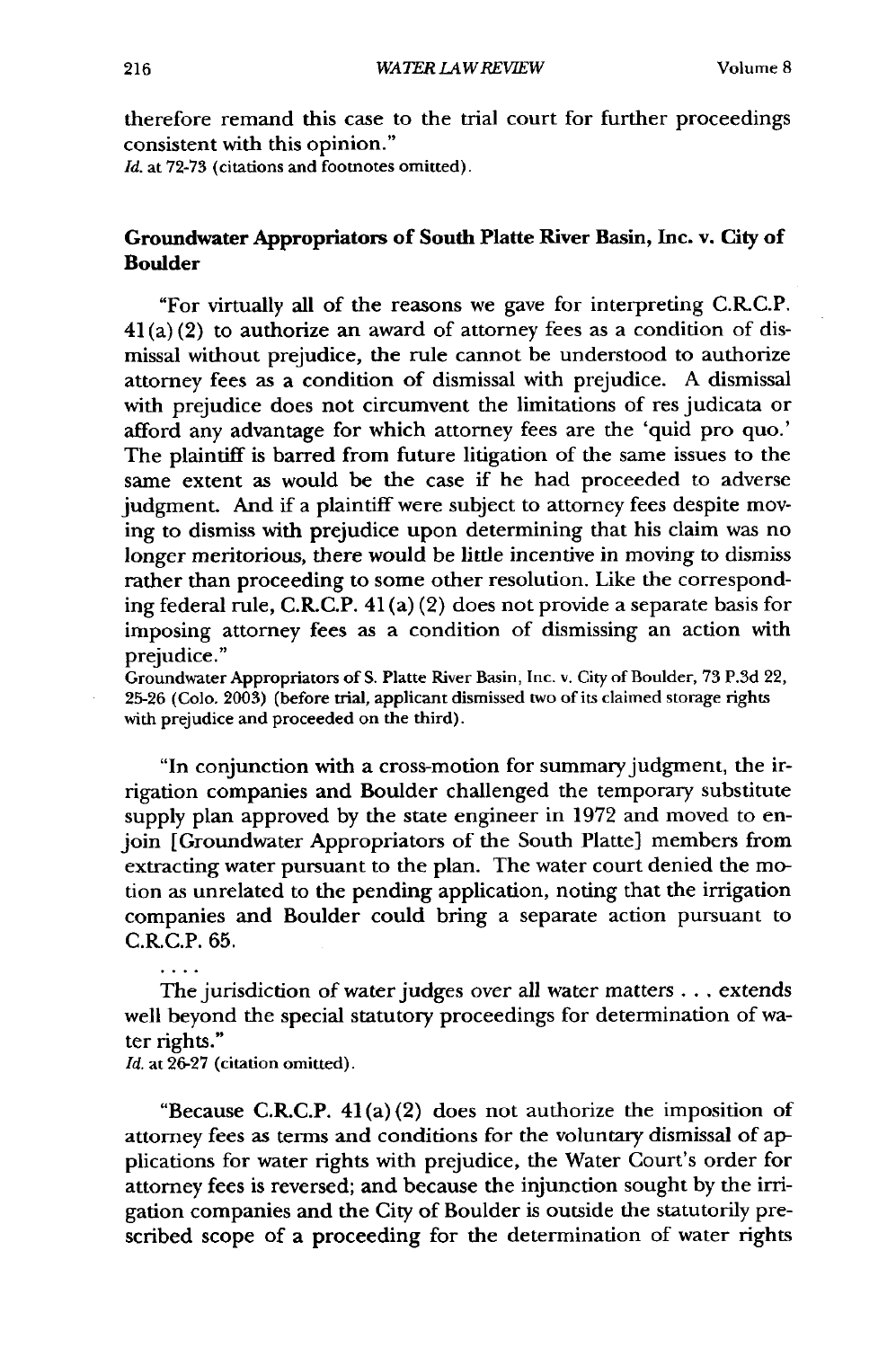therefore remand this case to the trial court for further proceedings consistent with this opinion."

*Id.* at 72-73 (citations and footnotes omitted).

### Groundwater Appropriators of South Platte River Basin, Inc. v. City of Boulder

"For virtually all of the reasons we gave for interpreting C.R.C.P. 41(a)(2) to authorize an award of attorney fees as a condition of dismissal without prejudice, the rule cannot be understood to authorize attorney fees as a condition of dismissal with prejudice. A dismissal with prejudice does not circumvent the limitations of res judicata or afford any advantage for which attorney fees are the 'quid pro quo.' The plaintiff is barred from future litigation of the same issues to the same extent as would be the case if he had proceeded to adverse judgment. And if a plaintiff were subject to attorney fees despite moving to dismiss with prejudice upon determining that his claim was no longer meritorious, there would be little incentive in moving to dismiss rather than proceeding to some other resolution. Like the corresponding federal rule, C.R.C.P. 41(a)(2) does not provide a separate basis for imposing attorney fees as a condition of dismissing an action with prejudice."

Groundwater Appropriators of S. Platte River Basin, Inc. v. City of Boulder, 73 P.3d 22, 25-26 (Colo. 2003) (before trial, applicant dismissed two of its claimed storage rights with prejudice and proceeded on the third).

"In conjunction with a cross-motion for summary judgment, the irrigation companies and Boulder challenged the temporary substitute supply plan approved by the state engineer in 1972 and moved to enjoin [Groundwater Appropriators of the South Platte] members from extracting water pursuant to the plan. The water court denied the motion as unrelated to the pending application, noting that the irrigation companies and Boulder could bring a separate action pursuant to C.R.C.P. 65.

....

The jurisdiction of water judges over all water matters . . . extends well beyond the special statutory proceedings for determination of water rights."

*Id.* at 26-27 (citation omitted).

"Because C.R.C.P. 41(a)(2) does not authorize the imposition of attorney fees as terms and conditions for the voluntary dismissal of applications for water rights with prejudice, the Water Court's order for attorney fees is reversed; and because the injunction sought by the irrigation companies and the City of Boulder is outside the statutorily prescribed scope of a proceeding for the determination of water rights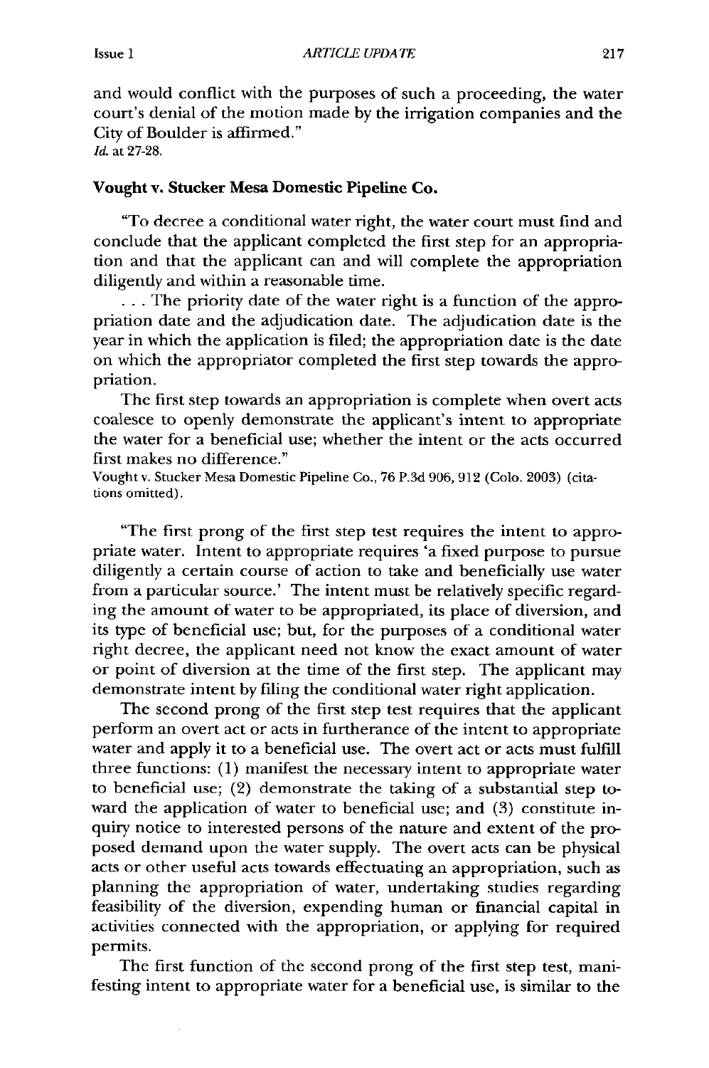and would conflict with the purposes of such a proceeding, the water court's denial of the motion made by the irrigation companies and the City of Boulder is affirmed."
*Id.* at 27-28.

### Vought v. Stucker Mesa Domestic Pipeline Co.

"To decree a conditional water right, the water court must find and conclude that the applicant completed the first step for an appropriation and that the applicant can and will complete the appropriation diligently and within a reasonable time.

. . . The priority date of the water right is a function of the appropriation date and the adjudication date. The adjudication date is the year in which the application is filed; the appropriation date is the date on which the appropriator completed the first step towards the appropriation.

The first step towards an appropriation is complete when overt acts coalesce to openly demonstrate the applicant's intent to appropriate the water for a beneficial use; whether the intent or the acts occurred first makes no difference."
Vought v. Stucker Mesa Domestic Pipeline Co., 76 P.3d 906, 912 (Colo. 2003) (citations omitted).

"The first prong of the first step test requires the intent to appropriate water. Intent to appropriate requires 'a fixed purpose to pursue diligently a certain course of action to take and beneficially use water from a particular source.' The intent must be relatively specific regarding the amount of water to be appropriated, its place of diversion, and its type of beneficial use; but, for the purposes of a conditional water right decree, the applicant need not know the exact amount of water or point of diversion at the time of the first step. The applicant may demonstrate intent by filing the conditional water right application.

The second prong of the first step test requires that the applicant perform an overt act or acts in furtherance of the intent to appropriate water and apply it to a beneficial use. The overt act or acts must fulfill three functions: (1) manifest the necessary intent to appropriate water to beneficial use; (2) demonstrate the taking of a substantial step toward the application of water to beneficial use; and (3) constitute inquiry notice to interested persons of the nature and extent of the proposed demand upon the water supply. The overt acts can be physical acts or other useful acts towards effectuating an appropriation, such as planning the appropriation of water, undertaking studies regarding feasibility of the diversion, expending human or financial capital in activities connected with the appropriation, or applying for required permits.

The first function of the second prong of the first step test, manifesting intent to appropriate water for a beneficial use, is similar to the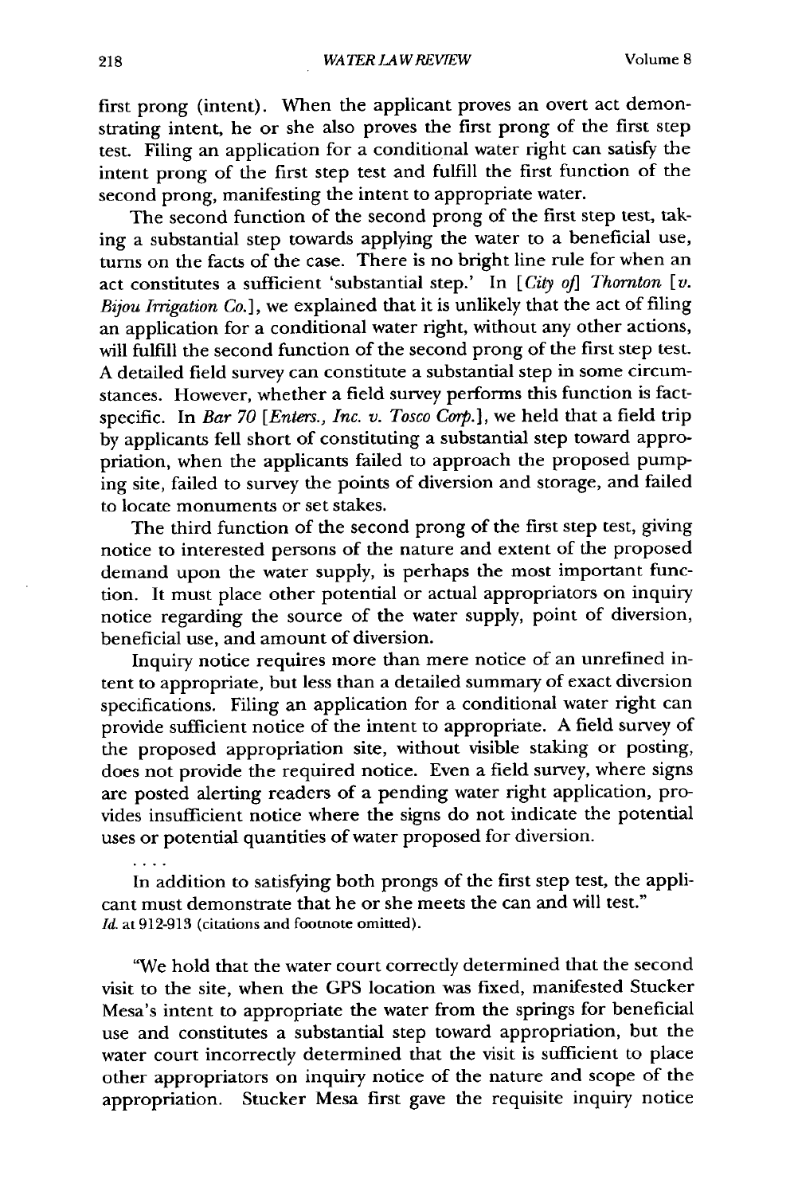first prong (intent). When the applicant proves an overt act demonstrating intent, he or she also proves the first prong of the first step test. Filing an application for a conditional water right can satisfy the intent prong of the first step test and fulfill the first function of the second prong, manifesting the intent to appropriate water.

The second function of the second prong of the first step test, taking a substantial step towards applying the water to a beneficial use, turns on the facts of the case. There is no bright line rule for when an act constitutes a sufficient 'substantial step.' In [*City of*] *Thornton* [*v. Bijou Irrigation Co.*], we explained that it is unlikely that the act of filing an application for a conditional water right, without any other actions, will fulfill the second function of the second prong of the first step test. A detailed field survey can constitute a substantial step in some circumstances. However, whether a field survey performs this function is fact-specific. In *Bar 70* [*Enters., Inc. v. Tosco Corp.*], we held that a field trip by applicants fell short of constituting a substantial step toward appropriation, when the applicants failed to approach the proposed pumping site, failed to survey the points of diversion and storage, and failed to locate monuments or set stakes.

The third function of the second prong of the first step test, giving notice to interested persons of the nature and extent of the proposed demand upon the water supply, is perhaps the most important function. It must place other potential or actual appropriators on inquiry notice regarding the source of the water supply, point of diversion, beneficial use, and amount of diversion.

Inquiry notice requires more than mere notice of an unrefined intent to appropriate, but less than a detailed summary of exact diversion specifications. Filing an application for a conditional water right can provide sufficient notice of the intent to appropriate. A field survey of the proposed appropriation site, without visible staking or posting, does not provide the required notice. Even a field survey, where signs are posted alerting readers of a pending water right application, provides insufficient notice where the signs do not indicate the potential uses or potential quantities of water proposed for diversion.

. . . .

In addition to satisfying both prongs of the first step test, the applicant must demonstrate that he or she meets the can and will test."
*Id.* at 912-913 (citations and footnote omitted).

"We hold that the water court correctly determined that the second visit to the site, when the GPS location was fixed, manifested Stucker Mesa's intent to appropriate the water from the springs for beneficial use and constitutes a substantial step toward appropriation, but the water court incorrectly determined that the visit is sufficient to place other appropriators on inquiry notice of the nature and scope of the appropriation. Stucker Mesa first gave the requisite inquiry notice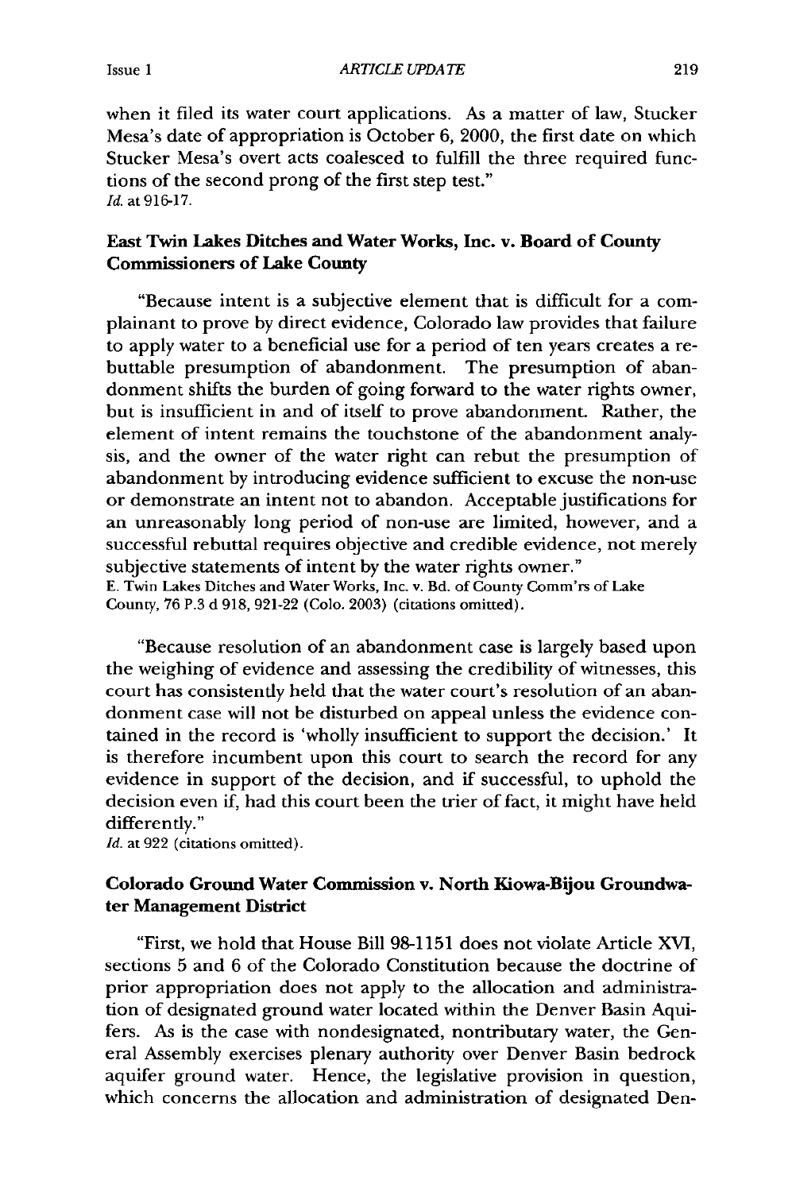when it filed its water court applications. As a matter of law, Stucker Mesa's date of appropriation is October 6, 2000, the first date on which Stucker Mesa's overt acts coalesced to fulfill the three required functions of the second prong of the first step test."
*Id.* at 916-17.

### East Twin Lakes Ditches and Water Works, Inc. v. Board of County Commissioners of Lake County

"Because intent is a subjective element that is difficult for a complainant to prove by direct evidence, Colorado law provides that failure to apply water to a beneficial use for a period of ten years creates a rebuttable presumption of abandonment. The presumption of abandonment shifts the burden of going forward to the water rights owner, but is insufficient in and of itself to prove abandonment. Rather, the element of intent remains the touchstone of the abandonment analysis, and the owner of the water right can rebut the presumption of abandonment by introducing evidence sufficient to excuse the non-use or demonstrate an intent not to abandon. Acceptable justifications for an unreasonably long period of non-use are limited, however, and a successful rebuttal requires objective and credible evidence, not merely subjective statements of intent by the water rights owner."
E. Twin Lakes Ditches and Water Works, Inc. v. Bd. of County Comm'rs of Lake County, 76 P.3 d 918, 921-22 (Colo. 2003) (citations omitted).

"Because resolution of an abandonment case is largely based upon the weighing of evidence and assessing the credibility of witnesses, this court has consistently held that the water court's resolution of an abandonment case will not be disturbed on appeal unless the evidence contained in the record is 'wholly insufficient to support the decision.' It is therefore incumbent upon this court to search the record for any evidence in support of the decision, and if successful, to uphold the decision even if, had this court been the trier of fact, it might have held differently."
*Id.* at 922 (citations omitted).

### Colorado Ground Water Commission v. North Kiowa-Bijou Groundwater Management District

"First, we hold that House Bill 98-1151 does not violate Article XVI, sections 5 and 6 of the Colorado Constitution because the doctrine of prior appropriation does not apply to the allocation and administration of designated ground water located within the Denver Basin Aquifers. As is the case with nondesignated, nontributary water, the General Assembly exercises plenary authority over Denver Basin bedrock aquifer ground water. Hence, the legislative provision in question, which concerns the allocation and administration of designated Den-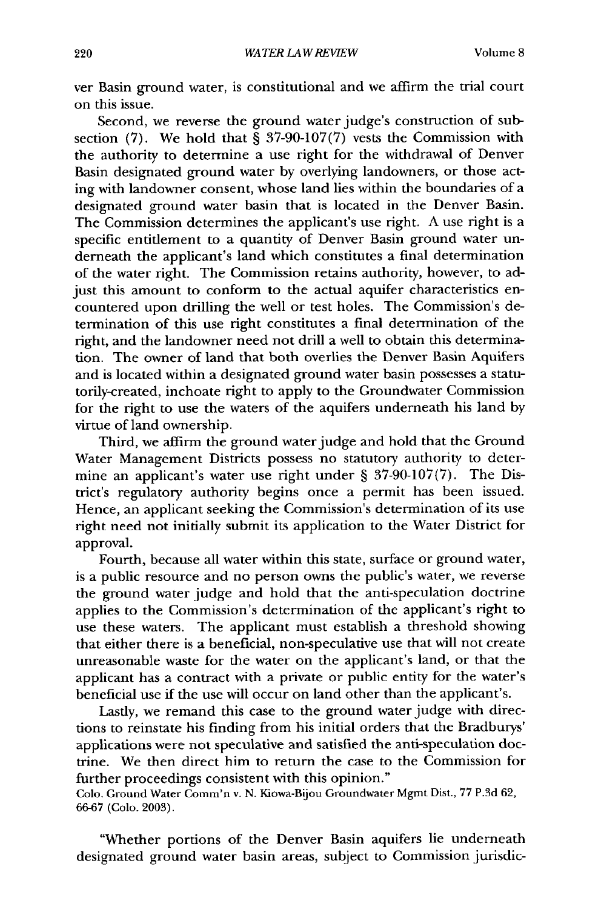ver Basin ground water, is constitutional and we affirm the trial court on this issue.

Second, we reverse the ground water judge's construction of subsection (7). We hold that § 37-90-107(7) vests the Commission with the authority to determine a use right for the withdrawal of Denver Basin designated ground water by overlying landowners, or those acting with landowner consent, whose land lies within the boundaries of a designated ground water basin that is located in the Denver Basin. The Commission determines the applicant's use right. A use right is a specific entitlement to a quantity of Denver Basin ground water underneath the applicant's land which constitutes a final determination of the water right. The Commission retains authority, however, to adjust this amount to conform to the actual aquifer characteristics encountered upon drilling the well or test holes. The Commission's determination of this use right constitutes a final determination of the right, and the landowner need not drill a well to obtain this determination. The owner of land that both overlies the Denver Basin Aquifers and is located within a designated ground water basin possesses a statutorily-created, inchoate right to apply to the Groundwater Commission for the right to use the waters of the aquifers underneath his land by virtue of land ownership.

Third, we affirm the ground water judge and hold that the Ground Water Management Districts possess no statutory authority to determine an applicant's water use right under § 37-90-107(7). The District's regulatory authority begins once a permit has been issued. Hence, an applicant seeking the Commission's determination of its use right need not initially submit its application to the Water District for approval.

Fourth, because all water within this state, surface or ground water, is a public resource and no person owns the public's water, we reverse the ground water judge and hold that the anti-speculation doctrine applies to the Commission's determination of the applicant's right to use these waters. The applicant must establish a threshold showing that either there is a beneficial, non-speculative use that will not create unreasonable waste for the water on the applicant's land, or that the applicant has a contract with a private or public entity for the water's beneficial use if the use will occur on land other than the applicant's.

Lastly, we remand this case to the ground water judge with directions to reinstate his finding from his initial orders that the Bradburys' applications were not speculative and satisfied the anti-speculation doctrine. We then direct him to return the case to the Commission for further proceedings consistent with this opinion."

Colo. Ground Water Comm'n v. N. Kiowa-Bijou Groundwater Mgmt Dist., 77 P.3d 62, 66-67 (Colo. 2003).

"Whether portions of the Denver Basin aquifers lie underneath designated ground water basin areas, subject to Commission jurisdic-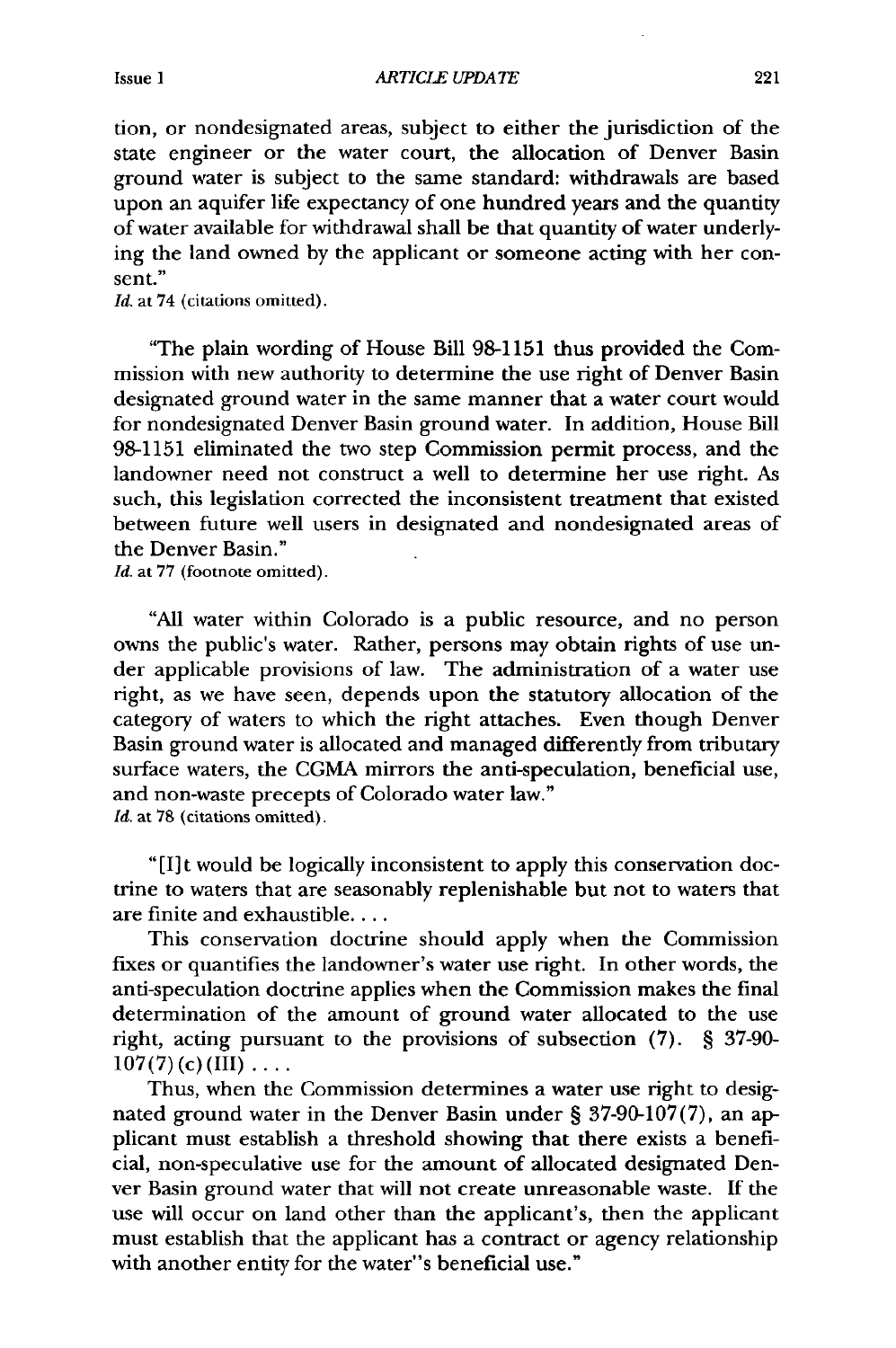tion, or nondesignated areas, subject to either the jurisdiction of the state engineer or the water court, the allocation of Denver Basin ground water is subject to the same standard: withdrawals are based upon an aquifer life expectancy of one hundred years and the quantity of water available for withdrawal shall be that quantity of water underlying the land owned by the applicant or someone acting with her consent."

*Id.* at 74 (citations omitted).

"The plain wording of House Bill 98-1151 thus provided the Commission with new authority to determine the use right of Denver Basin designated ground water in the same manner that a water court would for nondesignated Denver Basin ground water. In addition, House Bill 98-1151 eliminated the two step Commission permit process, and the landowner need not construct a well to determine her use right. As such, this legislation corrected the inconsistent treatment that existed between future well users in designated and nondesignated areas of the Denver Basin."

*Id.* at 77 (footnote omitted).

"All water within Colorado is a public resource, and no person owns the public's water. Rather, persons may obtain rights of use under applicable provisions of law. The administration of a water use right, as we have seen, depends upon the statutory allocation of the category of waters to which the right attaches. Even though Denver Basin ground water is allocated and managed differently from tributary surface waters, the CGMA mirrors the anti-speculation, beneficial use, and non-waste precepts of Colorado water law."

*Id.* at 78 (citations omitted).

"[I]t would be logically inconsistent to apply this conservation doctrine to waters that are seasonably replenishable but not to waters that are finite and exhaustible. . . .

This conservation doctrine should apply when the Commission fixes or quantifies the landowner's water use right. In other words, the anti-speculation doctrine applies when the Commission makes the final determination of the amount of ground water allocated to the use right, acting pursuant to the provisions of subsection (7). § 37-90-107(7)(c)(III) . . . .

Thus, when the Commission determines a water use right to designated ground water in the Denver Basin under § 37-90-107(7), an applicant must establish a threshold showing that there exists a beneficial, non-speculative use for the amount of allocated designated Denver Basin ground water that will not create unreasonable waste. If the use will occur on land other than the applicant's, then the applicant must establish that the applicant has a contract or agency relationship with another entity for the water''s beneficial use."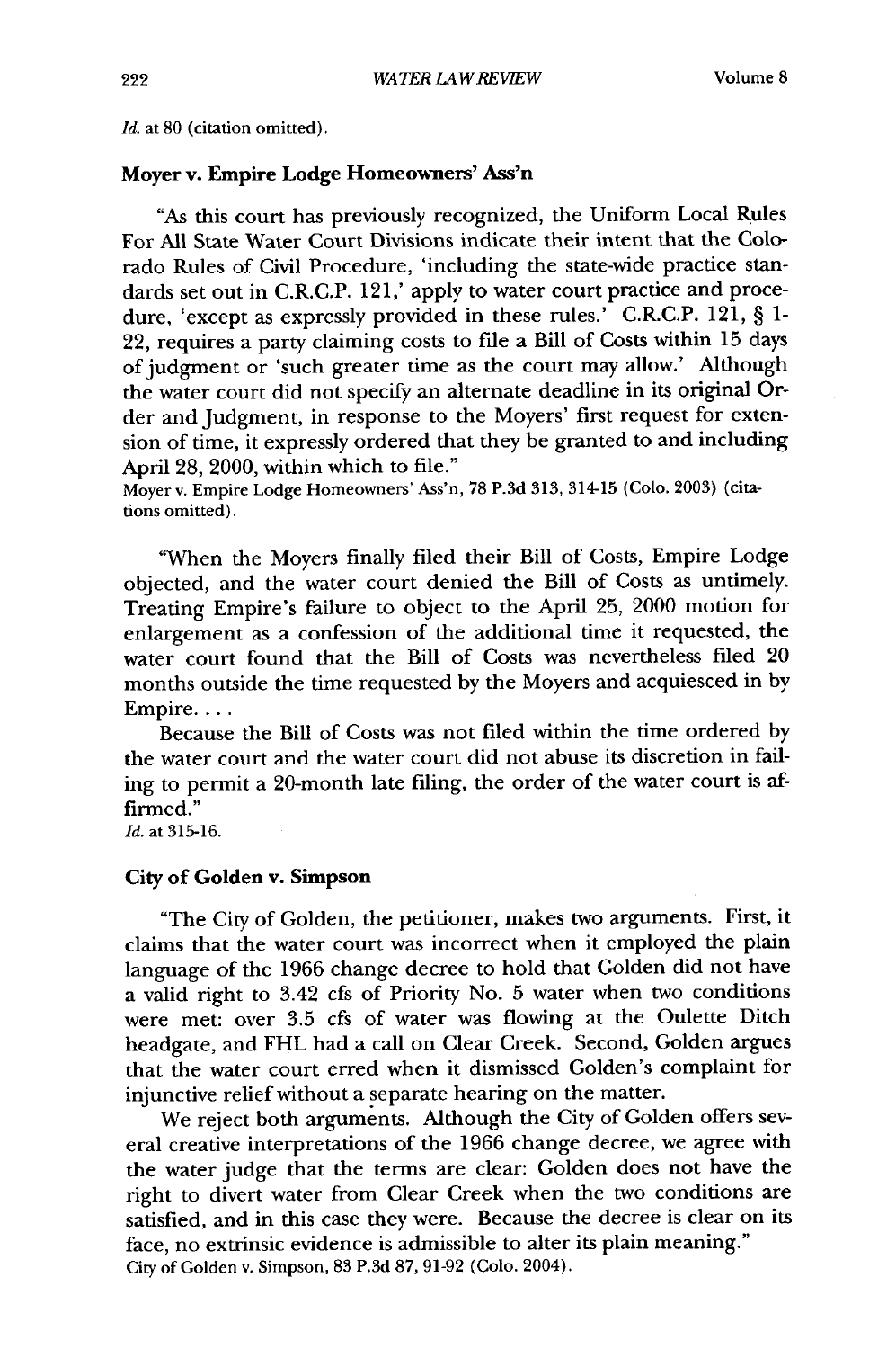*Id.* at 80 (citation omitted).

### Moyer v. Empire Lodge Homeowners' Ass'n

"As this court has previously recognized, the Uniform Local Rules For All State Water Court Divisions indicate their intent that the Colorado Rules of Civil Procedure, 'including the state-wide practice standards set out in C.R.C.P. 121,' apply to water court practice and procedure, 'except as expressly provided in these rules.' C.R.C.P. 121, § 1-22, requires a party claiming costs to file a Bill of Costs within 15 days of judgment or 'such greater time as the court may allow.' Although the water court did not specify an alternate deadline in its original Order and Judgment, in response to the Moyers' first request for extension of time, it expressly ordered that they be granted to and including April 28, 2000, within which to file."

Moyer v. Empire Lodge Homeowners' Ass'n, 78 P.3d 313, 314-15 (Colo. 2003) (citations omitted).

"When the Moyers finally filed their Bill of Costs, Empire Lodge objected, and the water court denied the Bill of Costs as untimely. Treating Empire's failure to object to the April 25, 2000 motion for enlargement as a confession of the additional time it requested, the water court found that the Bill of Costs was nevertheless filed 20 months outside the time requested by the Moyers and acquiesced in by Empire. . . .

Because the Bill of Costs was not filed within the time ordered by the water court and the water court did not abuse its discretion in failing to permit a 20-month late filing, the order of the water court is affirmed."

*Id.* at 315-16.

### City of Golden v. Simpson

"The City of Golden, the petitioner, makes two arguments. First, it claims that the water court was incorrect when it employed the plain language of the 1966 change decree to hold that Golden did not have a valid right to 3.42 cfs of Priority No. 5 water when two conditions were met: over 3.5 cfs of water was flowing at the Oulette Ditch headgate, and FHL had a call on Clear Creek. Second, Golden argues that the water court erred when it dismissed Golden's complaint for injunctive relief without a separate hearing on the matter.

We reject both arguments. Although the City of Golden offers several creative interpretations of the 1966 change decree, we agree with the water judge that the terms are clear: Golden does not have the right to divert water from Clear Creek when the two conditions are satisfied, and in this case they were. Because the decree is clear on its face, no extrinsic evidence is admissible to alter its plain meaning."

City of Golden v. Simpson, 83 P.3d 87, 91-92 (Colo. 2004).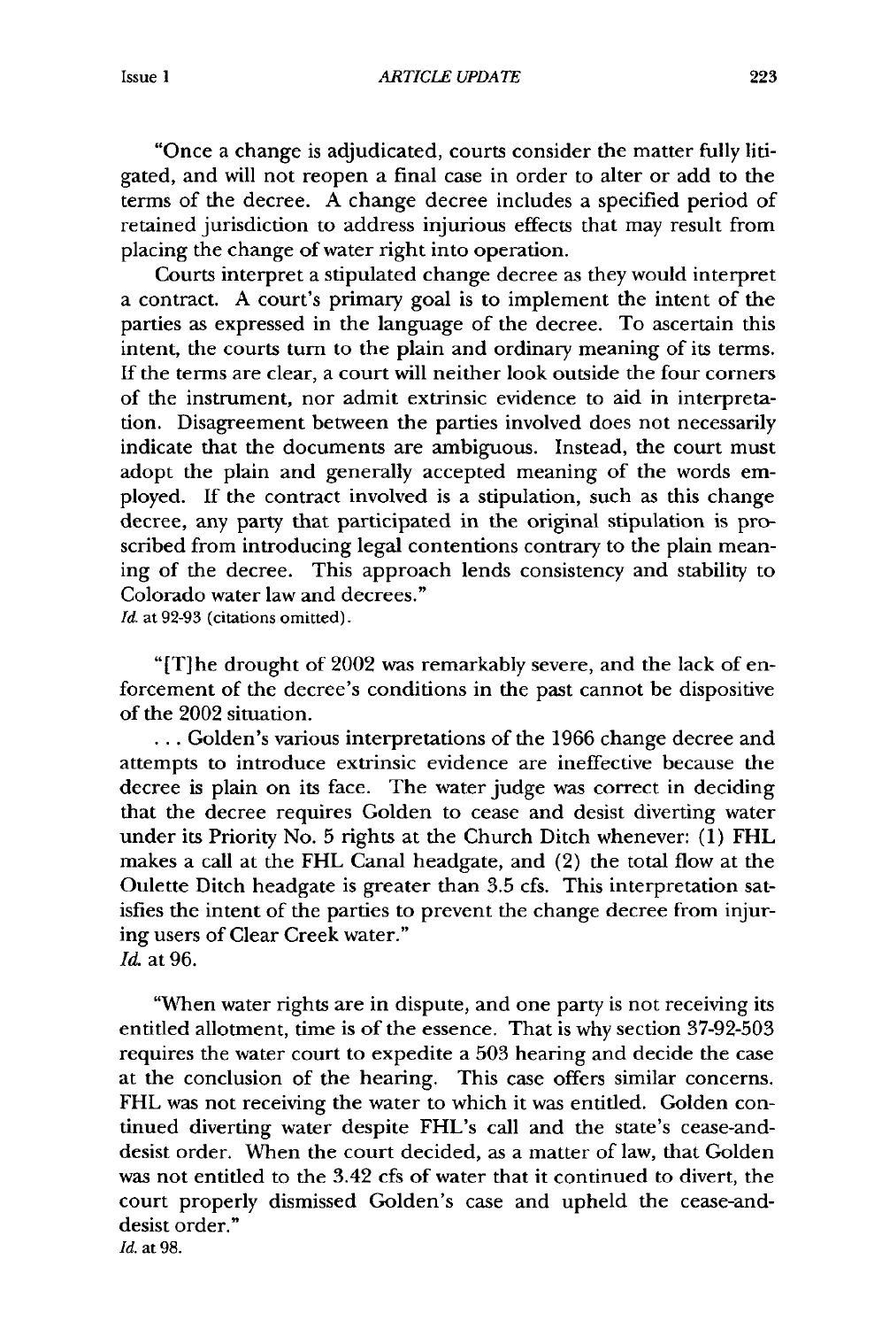"Once a change is adjudicated, courts consider the matter fully litigated, and will not reopen a final case in order to alter or add to the terms of the decree. A change decree includes a specified period of retained jurisdiction to address injurious effects that may result from placing the change of water right into operation.

Courts interpret a stipulated change decree as they would interpret a contract. A court's primary goal is to implement the intent of the parties as expressed in the language of the decree. To ascertain this intent, the courts turn to the plain and ordinary meaning of its terms. If the terms are clear, a court will neither look outside the four corners of the instrument, nor admit extrinsic evidence to aid in interpretation. Disagreement between the parties involved does not necessarily indicate that the documents are ambiguous. Instead, the court must adopt the plain and generally accepted meaning of the words employed. If the contract involved is a stipulation, such as this change decree, any party that participated in the original stipulation is proscribed from introducing legal contentions contrary to the plain meaning of the decree. This approach lends consistency and stability to Colorado water law and decrees."
*Id.* at 92-93 (citations omitted).

"[T]he drought of 2002 was remarkably severe, and the lack of enforcement of the decree's conditions in the past cannot be dispositive of the 2002 situation.

. . . Golden's various interpretations of the 1966 change decree and attempts to introduce extrinsic evidence are ineffective because the decree is plain on its face. The water judge was correct in deciding that the decree requires Golden to cease and desist diverting water under its Priority No. 5 rights at the Church Ditch whenever: (1) FHL makes a call at the FHL Canal headgate, and (2) the total flow at the Oulette Ditch headgate is greater than 3.5 cfs. This interpretation satisfies the intent of the parties to prevent the change decree from injuring users of Clear Creek water."
*Id.* at 96.

"When water rights are in dispute, and one party is not receiving its entitled allotment, time is of the essence. That is why section 37-92-503 requires the water court to expedite a 503 hearing and decide the case at the conclusion of the hearing. This case offers similar concerns. FHL was not receiving the water to which it was entitled. Golden continued diverting water despite FHL's call and the state's cease-and-desist order. When the court decided, as a matter of law, that Golden was not entitled to the 3.42 cfs of water that it continued to divert, the court properly dismissed Golden's case and upheld the cease-and-desist order."
*Id.* at 98.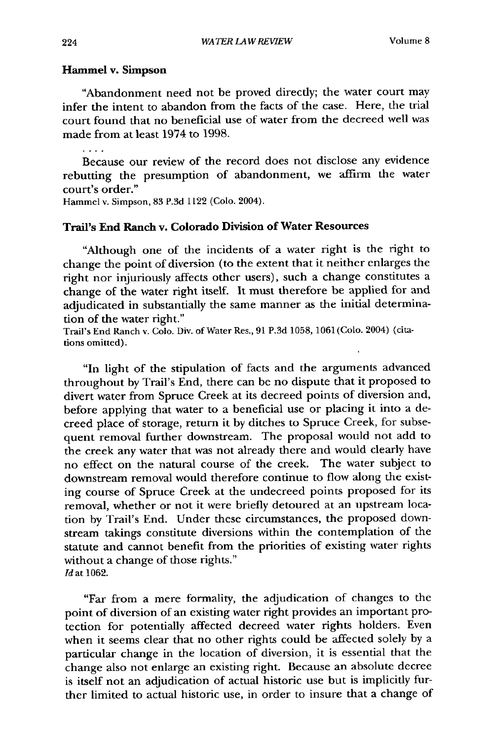### Hammel v. Simpson

"Abandonment need not be proved directly; the water court may infer the intent to abandon from the facts of the case. Here, the trial court found that no beneficial use of water from the decreed well was made from at least 1974 to 1998.

. . . .

Because our review of the record does not disclose any evidence rebutting the presumption of abandonment, we affirm the water court's order."

Hammel v. Simpson, 83 P.3d 1122 (Colo. 2004).

### Trail's End Ranch v. Colorado Division of Water Resources

"Although one of the incidents of a water right is the right to change the point of diversion (to the extent that it neither enlarges the right nor injuriously affects other users), such a change constitutes a change of the water right itself. It must therefore be applied for and adjudicated in substantially the same manner as the initial determination of the water right."

Trail's End Ranch v. Colo. Div. of Water Res., 91 P.3d 1058, 1061 (Colo. 2004) (citations omitted).

"In light of the stipulation of facts and the arguments advanced throughout by Trail's End, there can be no dispute that it proposed to divert water from Spruce Creek at its decreed points of diversion and, before applying that water to a beneficial use or placing it into a decreed place of storage, return it by ditches to Spruce Creek, for subsequent removal further downstream. The proposal would not add to the creek any water that was not already there and would clearly have no effect on the natural course of the creek. The water subject to downstream removal would therefore continue to flow along the existing course of Spruce Creek at the undecreed points proposed for its removal, whether or not it were briefly detoured at an upstream location by Trail's End. Under these circumstances, the proposed downstream takings constitute diversions within the contemplation of the statute and cannot benefit from the priorities of existing water rights without a change of those rights."

*Id* at 1062.

"Far from a mere formality, the adjudication of changes to the point of diversion of an existing water right provides an important protection for potentially affected decreed water rights holders. Even when it seems clear that no other rights could be affected solely by a particular change in the location of diversion, it is essential that the change also not enlarge an existing right. Because an absolute decree is itself not an adjudication of actual historic use but is implicitly further limited to actual historic use, in order to insure that a change of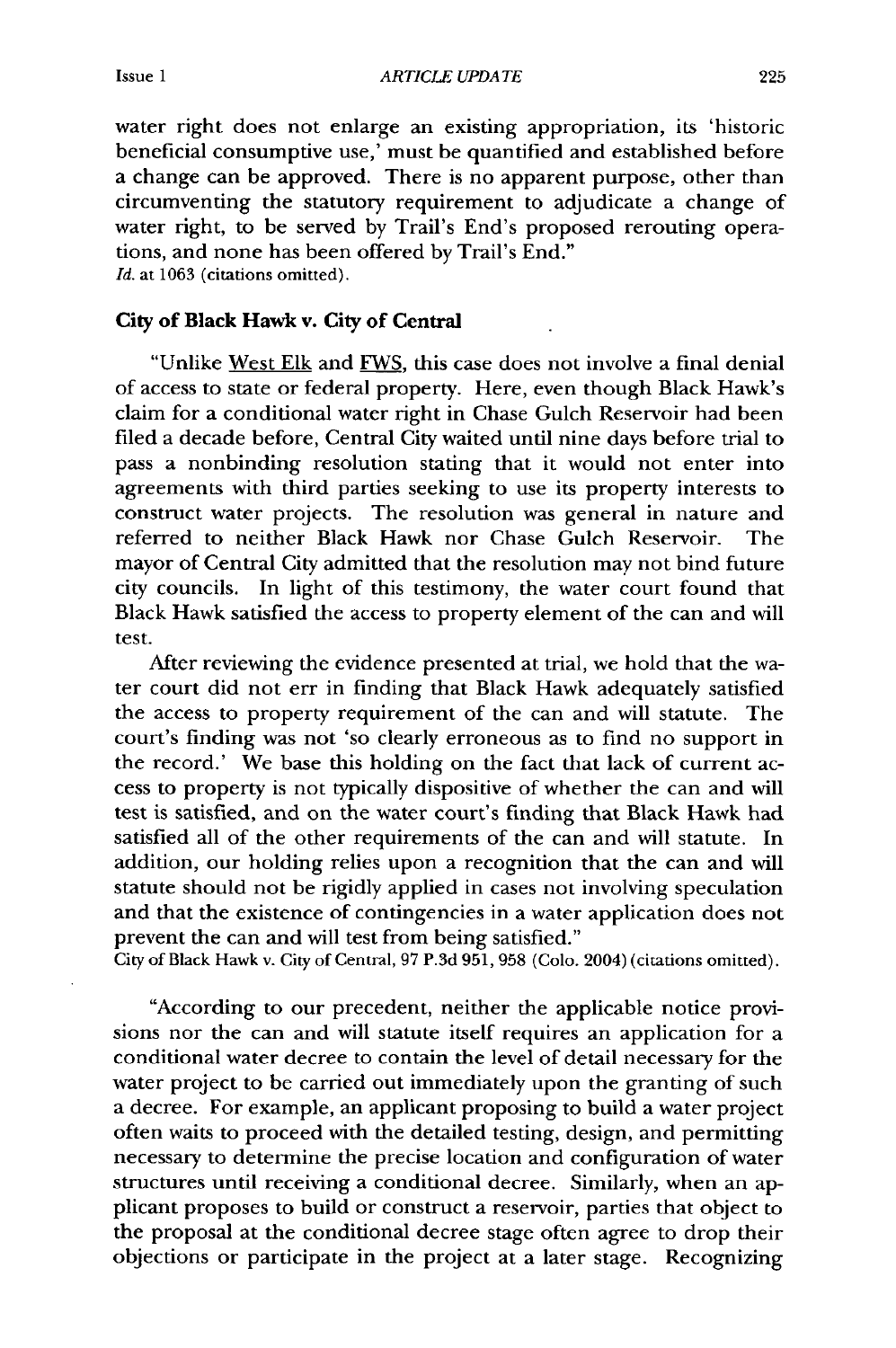water right does not enlarge an existing appropriation, its 'historic beneficial consumptive use,' must be quantified and established before a change can be approved. There is no apparent purpose, other than circumventing the statutory requirement to adjudicate a change of water right, to be served by Trail's End's proposed rerouting operations, and none has been offered by Trail's End."
*Id.* at 1063 (citations omitted).

### City of Black Hawk v. City of Central

"Unlike West Elk and FWS, this case does not involve a final denial of access to state or federal property. Here, even though Black Hawk's claim for a conditional water right in Chase Gulch Reservoir had been filed a decade before, Central City waited until nine days before trial to pass a nonbinding resolution stating that it would not enter into agreements with third parties seeking to use its property interests to construct water projects. The resolution was general in nature and referred to neither Black Hawk nor Chase Gulch Reservoir. The mayor of Central City admitted that the resolution may not bind future city councils. In light of this testimony, the water court found that Black Hawk satisfied the access to property element of the can and will test.

After reviewing the evidence presented at trial, we hold that the water court did not err in finding that Black Hawk adequately satisfied the access to property requirement of the can and will statute. The court's finding was not 'so clearly erroneous as to find no support in the record.' We base this holding on the fact that lack of current access to property is not typically dispositive of whether the can and will test is satisfied, and on the water court's finding that Black Hawk had satisfied all of the other requirements of the can and will statute. In addition, our holding relies upon a recognition that the can and will statute should not be rigidly applied in cases not involving speculation and that the existence of contingencies in a water application does not prevent the can and will test from being satisfied."
City of Black Hawk v. City of Central, 97 P.3d 951, 958 (Colo. 2004) (citations omitted).

"According to our precedent, neither the applicable notice provisions nor the can and will statute itself requires an application for a conditional water decree to contain the level of detail necessary for the water project to be carried out immediately upon the granting of such a decree. For example, an applicant proposing to build a water project often waits to proceed with the detailed testing, design, and permitting necessary to determine the precise location and configuration of water structures until receiving a conditional decree. Similarly, when an applicant proposes to build or construct a reservoir, parties that object to the proposal at the conditional decree stage often agree to drop their objections or participate in the project at a later stage. Recognizing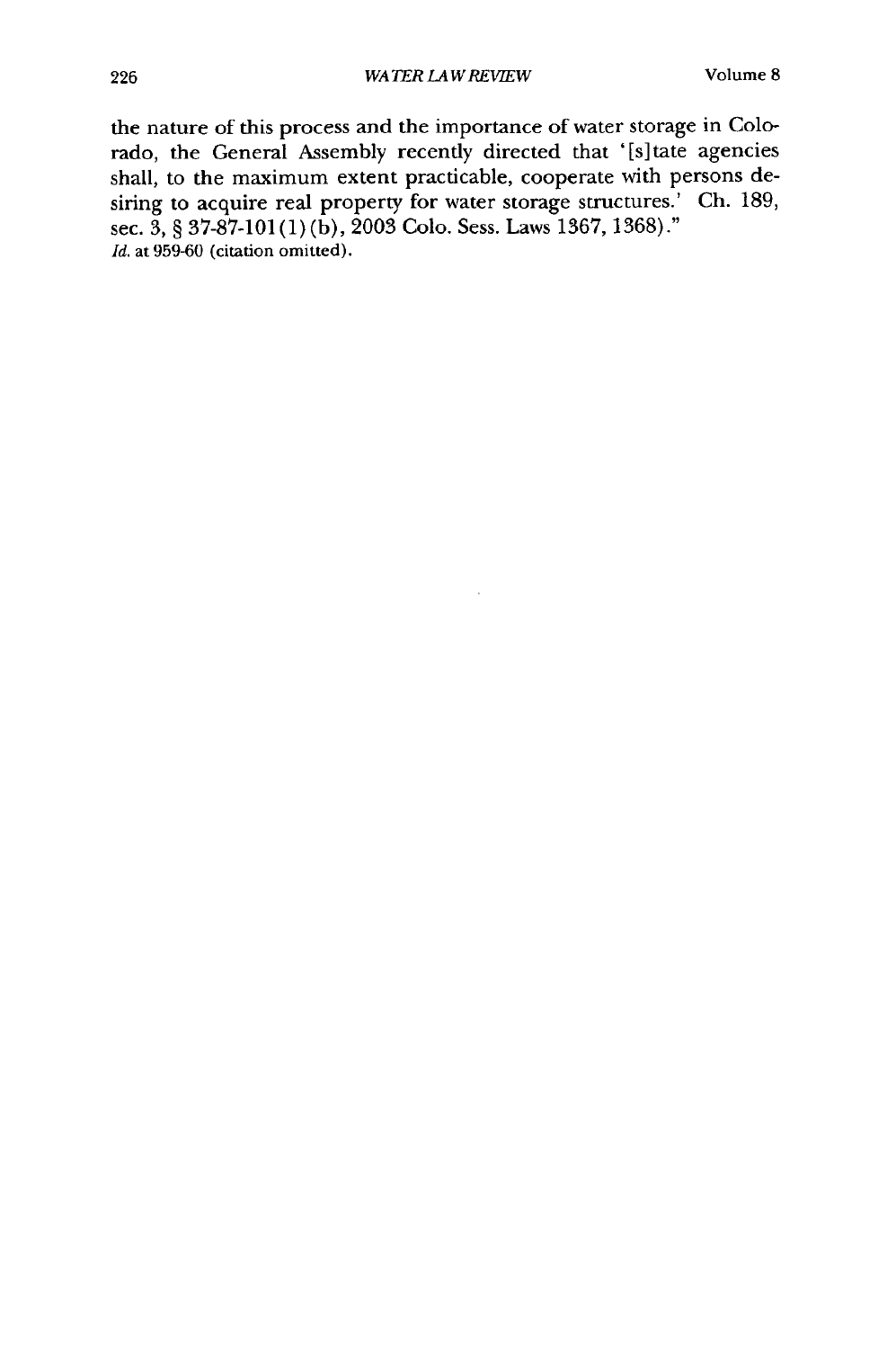the nature of this process and the importance of water storage in Colorado, the General Assembly recently directed that '[s]tate agencies shall, to the maximum extent practicable, cooperate with persons desiring to acquire real property for water storage structures.' Ch. 189, sec. 3, § 37-87-101(1)(b), 2003 Colo. Sess. Laws 1367, 1368)."
*Id.* at 959-60 (citation omitted).